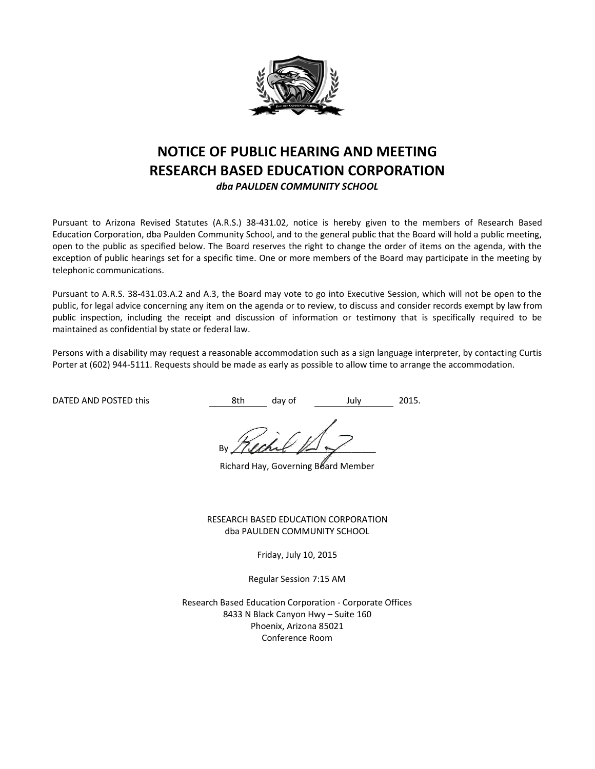# NOTICE OF PUBLIC HEARING AND MEETING
# RESEARCH BASED EDUCATION CORPORATION

***dba PAULDEN COMMUNITY SCHOOL***

Pursuant to Arizona Revised Statutes (A.R.S.) 38-431.02, notice is hereby given to the members of Research Based Education Corporation, dba Paulden Community School, and to the general public that the Board will hold a public meeting, open to the public as specified below. The Board reserves the right to change the order of items on the agenda, with the exception of public hearings set for a specific time. One or more members of the Board may participate in the meeting by telephonic communications.

Pursuant to A.R.S. 38-431.03.A.2 and A.3, the Board may vote to go into Executive Session, which will not be open to the public, for legal advice concerning any item on the agenda or to review, to discuss and consider records exempt by law from public inspection, including the receipt and discussion of information or testimony that is specifically required to be maintained as confidential by state or federal law.

Persons with a disability may request a reasonable accommodation such as a sign language interpreter, by contacting Curtis Porter at (602) 944-5111. Requests should be made as early as possible to allow time to arrange the accommodation.

DATED AND POSTED this 8th day of July 2015.

By ______________________

Richard Hay, Governing Board Member

RESEARCH BASED EDUCATION CORPORATION
dba PAULDEN COMMUNITY SCHOOL

Friday, July 10, 2015

Regular Session 7:15 AM

Research Based Education Corporation - Corporate Offices
8433 N Black Canyon Hwy – Suite 160
Phoenix, Arizona 85021
Conference Room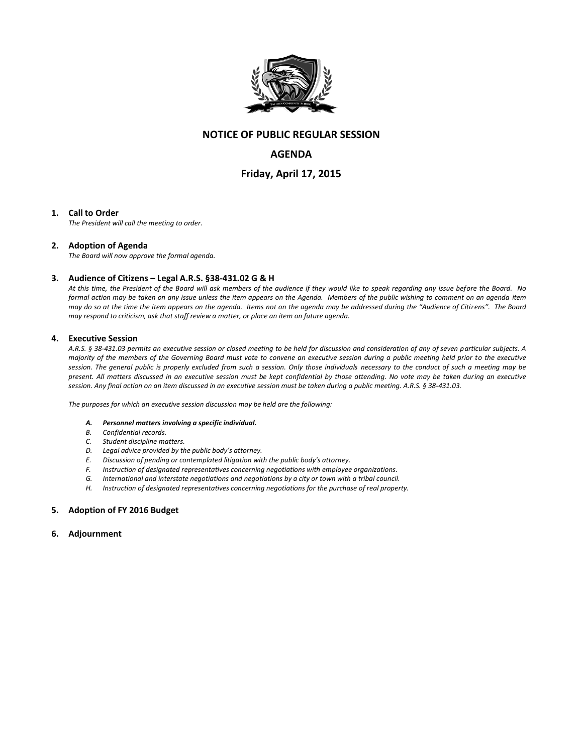## NOTICE OF PUBLIC REGULAR SESSION

## AGENDA

## Friday, April 17, 2015

1. **Call to Order**

   *The President will call the meeting to order.*

2. **Adoption of Agenda**

   *The Board will now approve the formal agenda.*

3. **Audience of Citizens – Legal A.R.S. §38-431.02 G & H**

   *At this time, the President of the Board will ask members of the audience if they would like to speak regarding any issue before the Board. No formal action may be taken on any issue unless the item appears on the Agenda. Members of the public wishing to comment on an agenda item may do so at the time the item appears on the agenda. Items not on the agenda may be addressed during the "Audience of Citizens". The Board may respond to criticism, ask that staff review a matter, or place an item on future agenda.*

4. **Executive Session**

   *A.R.S. § 38-431.03 permits an executive session or closed meeting to be held for discussion and consideration of any of seven particular subjects. A majority of the members of the Governing Board must vote to convene an executive session during a public meeting held prior to the executive session. The general public is properly excluded from such a session. Only those individuals necessary to the conduct of such a meeting may be present. All matters discussed in an executive session must be kept confidential by those attending. No vote may be taken during an executive session. Any final action on an item discussed in an executive session must be taken during a public meeting. A.R.S. § 38-431.03.*

   *The purposes for which an executive session discussion may be held are the following:*

   - ***A. Personnel matters involving a specific individual.***
   - *B. Confidential records.*
   - *C. Student discipline matters.*
   - *D. Legal advice provided by the public body's attorney.*
   - *E. Discussion of pending or contemplated litigation with the public body's attorney.*
   - *F. Instruction of designated representatives concerning negotiations with employee organizations.*
   - *G. International and interstate negotiations and negotiations by a city or town with a tribal council.*
   - *H. Instruction of designated representatives concerning negotiations for the purchase of real property.*

5. **Adoption of FY 2016 Budget**

6. **Adjournment**